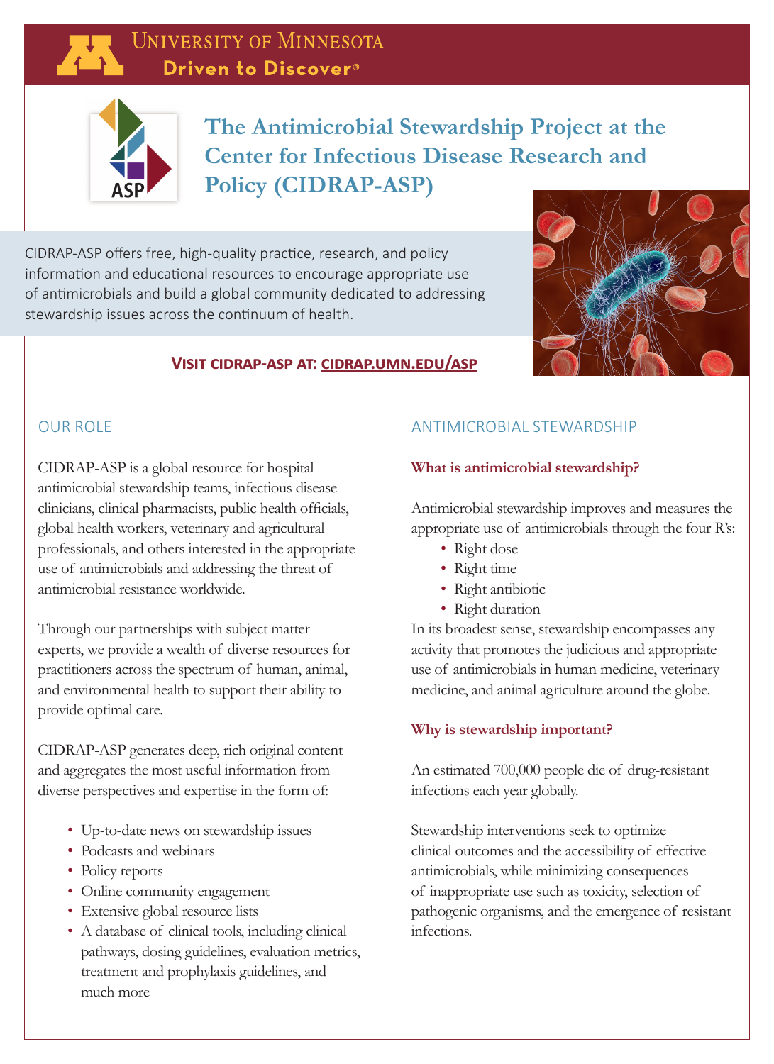University of Minnesota
**Driven to Discover®**

# The Antimicrobial Stewardship Project at the Center for Infectious Disease Research and Policy (CIDRAP-ASP)

CIDRAP-ASP offers free, high-quality practice, research, and policy information and educational resources to encourage appropriate use of antimicrobials and build a global community dedicated to addressing stewardship issues across the continuum of health.

**VISIT CIDRAP-ASP AT: CIDRAP.UMN.EDU/ASP**

## OUR ROLE

CIDRAP-ASP is a global resource for hospital antimicrobial stewardship teams, infectious disease clinicians, clinical pharmacists, public health officials, global health workers, veterinary and agricultural professionals, and others interested in the appropriate use of antimicrobials and addressing the threat of antimicrobial resistance worldwide.

Through our partnerships with subject matter experts, we provide a wealth of diverse resources for practitioners across the spectrum of human, animal, and environmental health to support their ability to provide optimal care.

CIDRAP-ASP generates deep, rich original content and aggregates the most useful information from diverse perspectives and expertise in the form of:

- Up-to-date news on stewardship issues
- Podcasts and webinars
- Policy reports
- Online community engagement
- Extensive global resource lists
- A database of clinical tools, including clinical pathways, dosing guidelines, evaluation metrics, treatment and prophylaxis guidelines, and much more

## ANTIMICROBIAL STEWARDSHIP

### What is antimicrobial stewardship?

Antimicrobial stewardship improves and measures the appropriate use of antimicrobials through the four R's:

- Right dose
- Right time
- Right antibiotic
- Right duration

In its broadest sense, stewardship encompasses any activity that promotes the judicious and appropriate use of antimicrobials in human medicine, veterinary medicine, and animal agriculture around the globe.

### Why is stewardship important?

An estimated 700,000 people die of drug-resistant infections each year globally.

Stewardship interventions seek to optimize clinical outcomes and the accessibility of effective antimicrobials, while minimizing consequences of inappropriate use such as toxicity, selection of pathogenic organisms, and the emergence of resistant infections.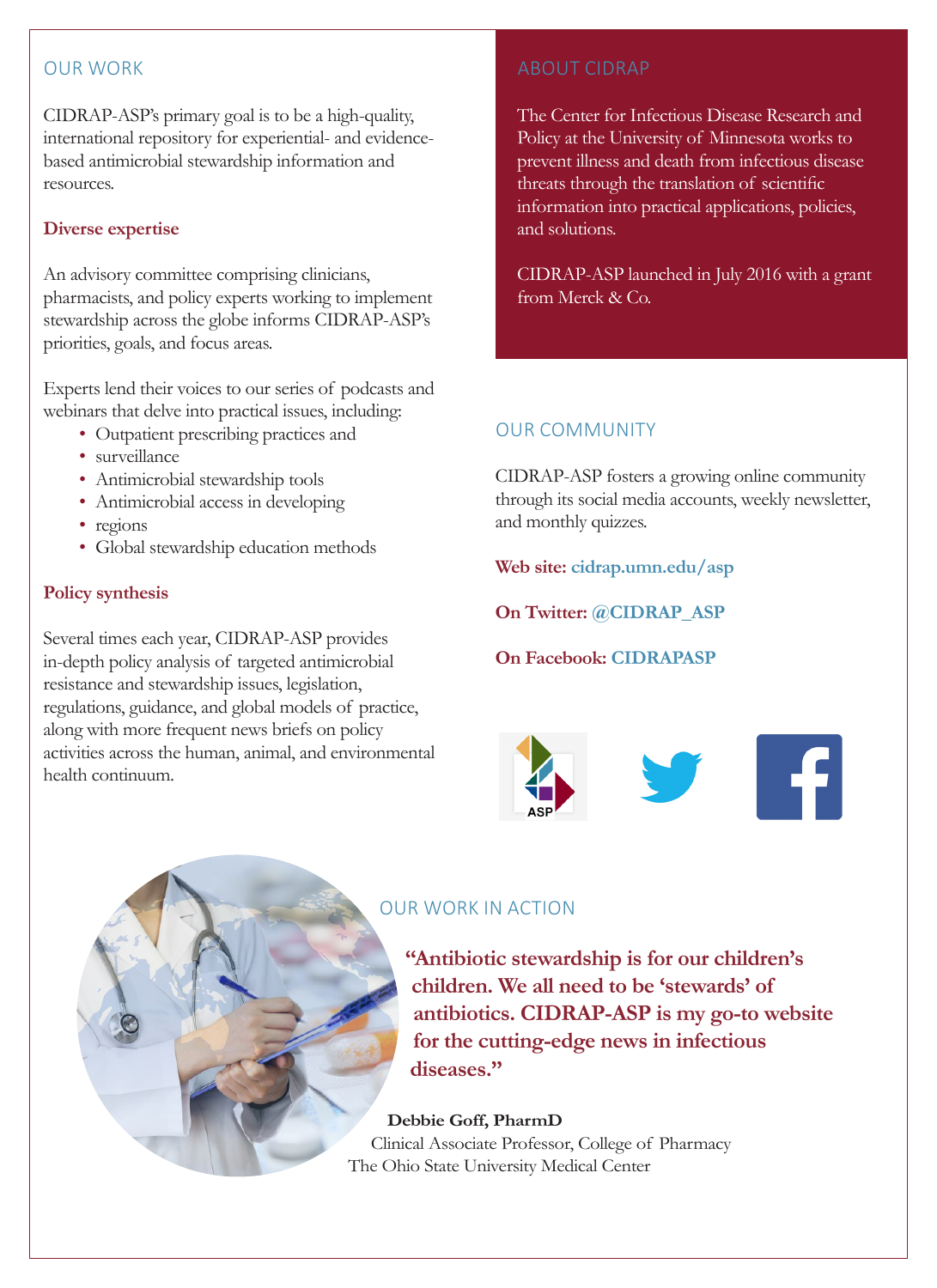## OUR WORK

CIDRAP-ASP's primary goal is to be a high-quality, international repository for experiential- and evidence-based antimicrobial stewardship information and resources.

### Diverse expertise

An advisory committee comprising clinicians, pharmacists, and policy experts working to implement stewardship across the globe informs CIDRAP-ASP's priorities, goals, and focus areas.

Experts lend their voices to our series of podcasts and webinars that delve into practical issues, including:

- Outpatient prescribing practices and
- surveillance
- Antimicrobial stewardship tools
- Antimicrobial access in developing
- regions
- Global stewardship education methods

### Policy synthesis

Several times each year, CIDRAP-ASP provides in-depth policy analysis of targeted antimicrobial resistance and stewardship issues, legislation, regulations, guidance, and global models of practice, along with more frequent news briefs on policy activities across the human, animal, and environmental health continuum.

## ABOUT CIDRAP

The Center for Infectious Disease Research and Policy at the University of Minnesota works to prevent illness and death from infectious disease threats through the translation of scientific information into practical applications, policies, and solutions.

CIDRAP-ASP launched in July 2016 with a grant from Merck & Co.

## OUR COMMUNITY

CIDRAP-ASP fosters a growing online community through its social media accounts, weekly newsletter, and monthly quizzes.

**Web site:** cidrap.umn.edu/asp

**On Twitter:** @CIDRAP_ASP

**On Facebook:** CIDRAPASP

## OUR WORK IN ACTION

**"Antibiotic stewardship is for our children's children. We all need to be 'stewards' of antibiotics. CIDRAP-ASP is my go-to website for the cutting-edge news in infectious diseases."**

**Debbie Goff, PharmD**
Clinical Associate Professor, College of Pharmacy
The Ohio State University Medical Center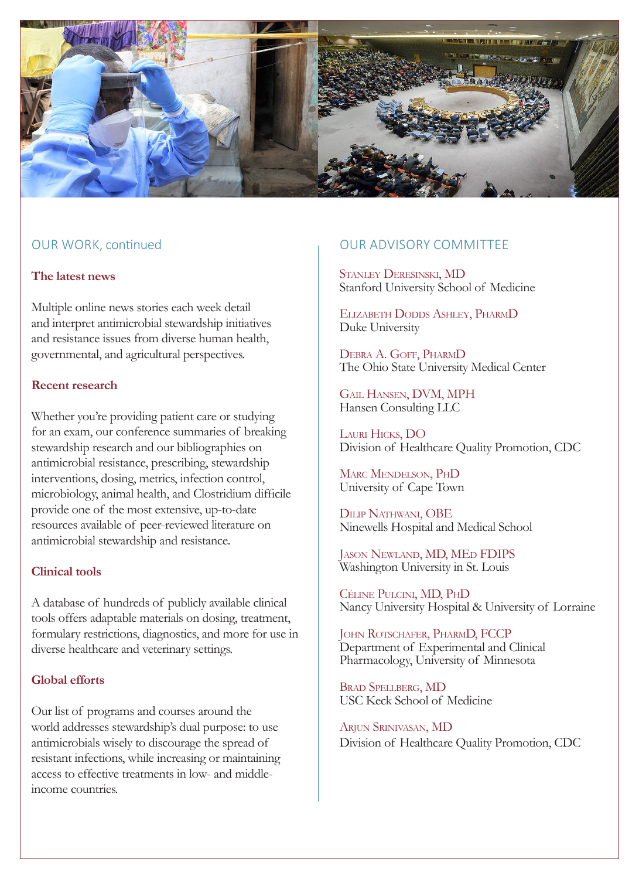## OUR WORK, continued

### The latest news

Multiple online news stories each week detail and interpret antimicrobial stewardship initiatives and resistance issues from diverse human health, governmental, and agricultural perspectives.

### Recent research

Whether you're providing patient care or studying for an exam, our conference summaries of breaking stewardship research and our bibliographies on antimicrobial resistance, prescribing, stewardship interventions, dosing, metrics, infection control, microbiology, animal health, and Clostridium difficile provide one of the most extensive, up-to-date resources available of peer-reviewed literature on antimicrobial stewardship and resistance.

### Clinical tools

A database of hundreds of publicly available clinical tools offers adaptable materials on dosing, treatment, formulary restrictions, diagnostics, and more for use in diverse healthcare and veterinary settings.

### Global efforts

Our list of programs and courses around the world addresses stewardship's dual purpose: to use antimicrobials wisely to discourage the spread of resistant infections, while increasing or maintaining access to effective treatments in low- and middle-income countries.

## OUR ADVISORY COMMITTEE

Stanley Deresinski, MD
Stanford University School of Medicine

Elizabeth Dodds Ashley, PharmD
Duke University

Debra A. Goff, PharmD
The Ohio State University Medical Center

Gail Hansen, DVM, MPH
Hansen Consulting LLC

Lauri Hicks, DO
Division of Healthcare Quality Promotion, CDC

Marc Mendelson, PhD
University of Cape Town

Dilip Nathwani, OBE
Ninewells Hospital and Medical School

Jason Newland, MD, MEd FDIPS
Washington University in St. Louis

Céline Pulcini, MD, PhD
Nancy University Hospital & University of Lorraine

John Rotschafer, PharmD, FCCP
Department of Experimental and Clinical Pharmacology, University of Minnesota

Brad Spellberg, MD
USC Keck School of Medicine

Arjun Srinivasan, MD
Division of Healthcare Quality Promotion, CDC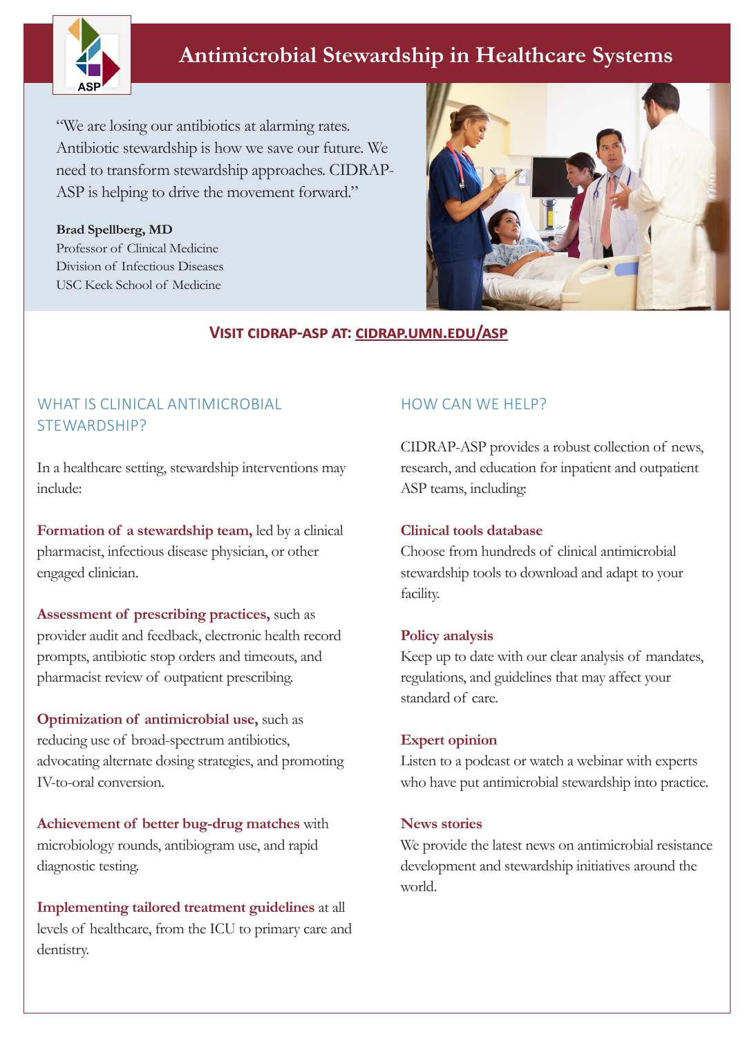# Antimicrobial Stewardship in Healthcare Systems

"We are losing our antibiotics at alarming rates. Antibiotic stewardship is how we save our future. We need to transform stewardship approaches. CIDRAP-ASP is helping to drive the movement forward."

**Brad Spellberg, MD**
Professor of Clinical Medicine
Division of Infectious Diseases
USC Keck School of Medicine

**VISIT CIDRAP-ASP AT: CIDRAP.UMN.EDU/ASP**

## WHAT IS CLINICAL ANTIMICROBIAL STEWARDSHIP?

In a healthcare setting, stewardship interventions may include:

**Formation of a stewardship team,** led by a clinical pharmacist, infectious disease physician, or other engaged clinician.

**Assessment of prescribing practices,** such as provider audit and feedback, electronic health record prompts, antibiotic stop orders and timeouts, and pharmacist review of outpatient prescribing.

**Optimization of antimicrobial use,** such as reducing use of broad-spectrum antibiotics, advocating alternate dosing strategies, and promoting IV-to-oral conversion.

**Achievement of better bug-drug matches** with microbiology rounds, antibiogram use, and rapid diagnostic testing.

**Implementing tailored treatment guidelines** at all levels of healthcare, from the ICU to primary care and dentistry.

## HOW CAN WE HELP?

CIDRAP-ASP provides a robust collection of news, research, and education for inpatient and outpatient ASP teams, including:

**Clinical tools database**
Choose from hundreds of clinical antimicrobial stewardship tools to download and adapt to your facility.

**Policy analysis**
Keep up to date with our clear analysis of mandates, regulations, and guidelines that may affect your standard of care.

**Expert opinion**
Listen to a podcast or watch a webinar with experts who have put antimicrobial stewardship into practice.

**News stories**
We provide the latest news on antimicrobial resistance development and stewardship initiatives around the world.